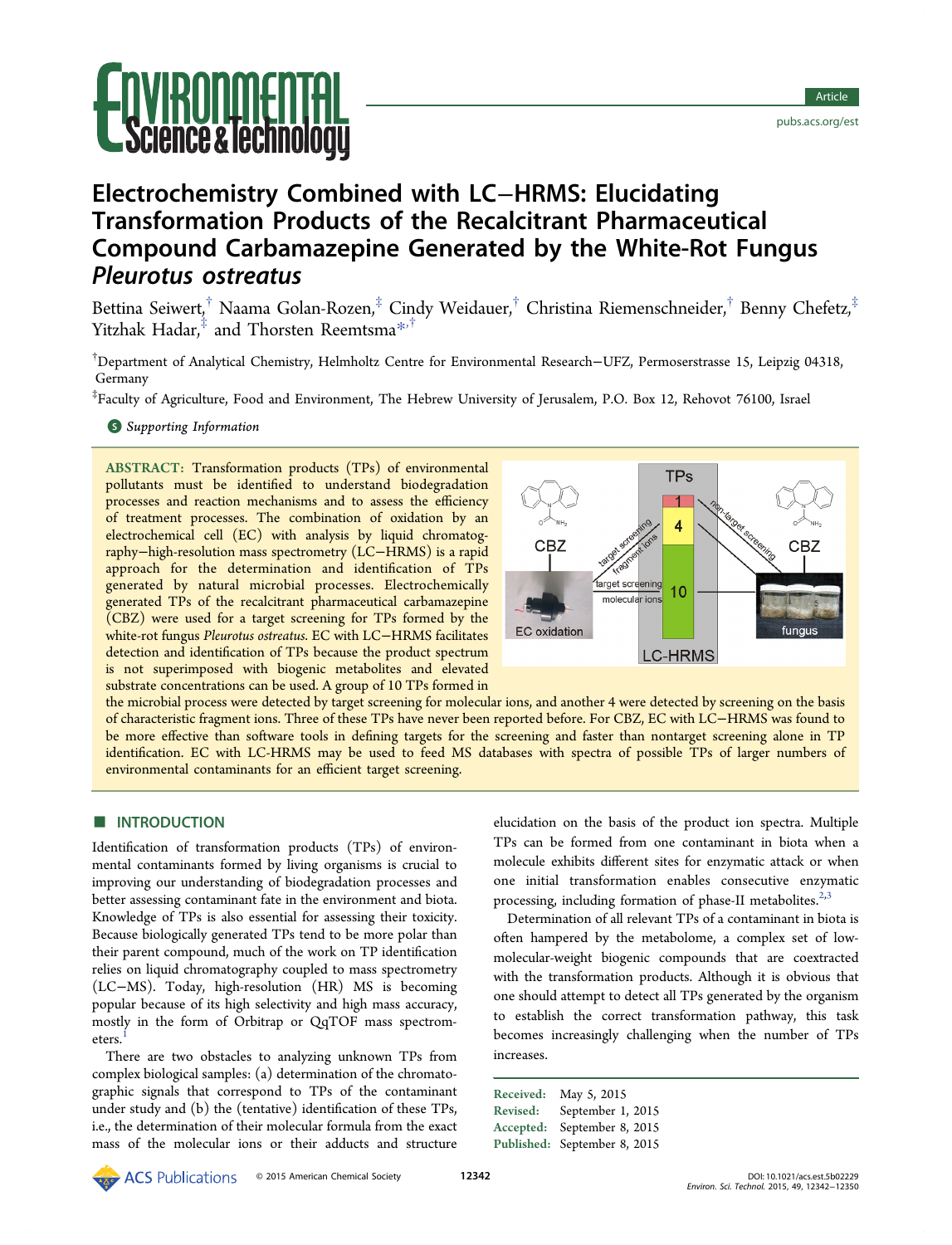# Electrochemistry Combined with LC–HRMS: Elucidating Transformation Products of the Recalcitrant Pharmaceutical Compound Carbamazepine Generated by the White-Rot Fungus *Pleurotus ostreatus*

Bettina Seiwert,[†] Naama Golan-Rozen,[‡] Cindy Weidauer,[†] Christina Riemenschneider,[†] Benny Chefetz,[‡] Yitzhak Hadar,[‡] and Thorsten Reemtsma*[,†]

[†]Department of Analytical Chemistry, Helmholtz Centre for Environmental Research–UFZ, Permoserstrasse 15, Leipzig 04318, Germany

[‡]Faculty of Agriculture, Food and Environment, The Hebrew University of Jerusalem, P.O. Box 12, Rehovot 76100, Israel

*Supporting Information*

**ABSTRACT:** Transformation products (TPs) of environmental pollutants must be identified to understand biodegradation processes and reaction mechanisms and to assess the efficiency of treatment processes. The combination of oxidation by an electrochemical cell (EC) with analysis by liquid chromatography–high-resolution mass spectrometry (LC–HRMS) is a rapid approach for the determination and identification of TPs generated by natural microbial processes. Electrochemically generated TPs of the recalcitrant pharmaceutical carbamazepine (CBZ) were used for a target screening for TPs formed by the white-rot fungus *Pleurotus ostreatus*. EC with LC–HRMS facilitates detection and identification of TPs because the product spectrum is not superimposed with biogenic metabolites and elevated substrate concentrations can be used. A group of 10 TPs formed in the microbial process were detected by target screening for molecular ions, and another 4 were detected by screening on the basis of characteristic fragment ions. Three of these TPs have never been reported before. For CBZ, EC with LC–HRMS was found to be more effective than software tools in defining targets for the screening and faster than nontarget screening alone in TP identification. EC with LC-HRMS may be used to feed MS databases with spectra of possible TPs of larger numbers of environmental contaminants for an efficient target screening.

## INTRODUCTION

Identification of transformation products (TPs) of environmental contaminants formed by living organisms is crucial to improving our understanding of biodegradation processes and better assessing contaminant fate in the environment and biota. Knowledge of TPs is also essential for assessing their toxicity. Because biologically generated TPs tend to be more polar than their parent compound, much of the work on TP identification relies on liquid chromatography coupled to mass spectrometry (LC–MS). Today, high-resolution (HR) MS is becoming popular because of its high selectivity and high mass accuracy, mostly in the form of Orbitrap or QqTOF mass spectrometers.[1]

There are two obstacles to analyzing unknown TPs from complex biological samples: (a) determination of the chromatographic signals that correspond to TPs of the contaminant under study and (b) the (tentative) identification of these TPs, i.e., the determination of their molecular formula from the exact mass of the molecular ions or their adducts and structure elucidation on the basis of the product ion spectra. Multiple TPs can be formed from one contaminant in biota when a molecule exhibits different sites for enzymatic attack or when one initial transformation enables consecutive enzymatic processing, including formation of phase-II metabolites.[2,3]

Determination of all relevant TPs of a contaminant in biota is often hampered by the metabolome, a complex set of low-molecular-weight biogenic compounds that are coextracted with the transformation products. Although it is obvious that one should attempt to detect all TPs generated by the organism to establish the correct transformation pathway, this task becomes increasingly challenging when the number of TPs increases.

Received: May 5, 2015
Revised: September 1, 2015
Accepted: September 8, 2015
Published: September 8, 2015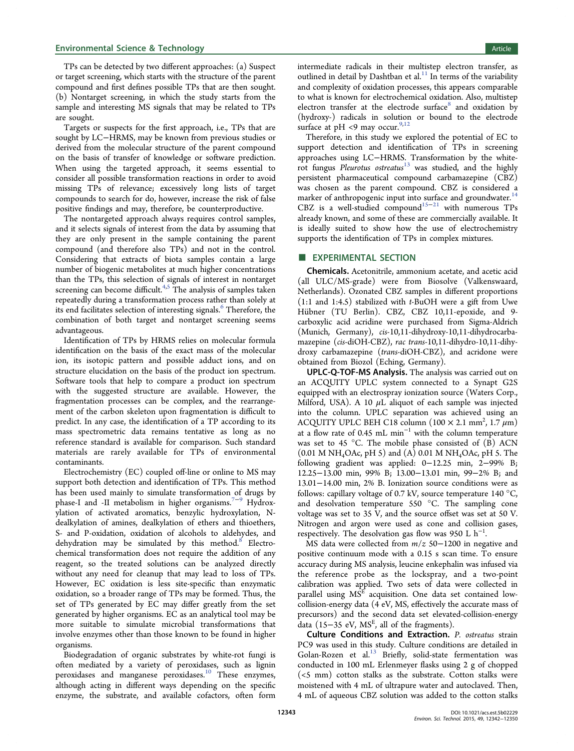TPs can be detected by two different approaches: (a) Suspect or target screening, which starts with the structure of the parent compound and first defines possible TPs that are then sought. (b) Nontarget screening, in which the study starts from the sample and interesting MS signals that may be related to TPs are sought.

Targets or suspects for the first approach, i.e., TPs that are sought by LC−HRMS, may be known from previous studies or derived from the molecular structure of the parent compound on the basis of transfer of knowledge or software prediction. When using the targeted approach, it seems essential to consider all possible transformation reactions in order to avoid missing TPs of relevance; excessively long lists of target compounds to search for do, however, increase the risk of false positive findings and may, therefore, be counterproductive.

The nontargeted approach always requires control samples, and it selects signals of interest from the data by assuming that they are only present in the sample containing the parent compound (and therefore also TPs) and not in the control. Considering that extracts of biota samples contain a large number of biogenic metabolites at much higher concentrations than the TPs, this selection of signals of interest in nontarget screening can become difficult.[4,5] The analysis of samples taken repeatedly during a transformation process rather than solely at its end facilitates selection of interesting signals.[6] Therefore, the combination of both target and nontarget screening seems advantageous.

Identification of TPs by HRMS relies on molecular formula identification on the basis of the exact mass of the molecular ion, its isotopic pattern and possible adduct ions, and on structure elucidation on the basis of the product ion spectrum. Software tools that help to compare a product ion spectrum with the suggested structure are available. However, the fragmentation processes can be complex, and the rearrangement of the carbon skeleton upon fragmentation is difficult to predict. In any case, the identification of a TP according to its mass spectrometric data remains tentative as long as no reference standard is available for comparison. Such standard materials are rarely available for TPs of environmental contaminants.

Electrochemistry (EC) coupled off-line or online to MS may support both detection and identification of TPs. This method has been used mainly to simulate transformation of drugs by phase-I and -II metabolism in higher organisms.[7−9] Hydroxylation of activated aromatics, benzylic hydroxylation, N-dealkylation of amines, dealkylation of ethers and thioethers, S- and P-oxidation, oxidation of alcohols to aldehydes, and dehydration may be simulated by this method.[8] Electrochemical transformation does not require the addition of any reagent, so the treated solutions can be analyzed directly without any need for cleanup that may lead to loss of TPs. However, EC oxidation is less site-specific than enzymatic oxidation, so a broader range of TPs may be formed. Thus, the set of TPs generated by EC may differ greatly from the set generated by higher organisms. EC as an analytical tool may be more suitable to simulate microbial transformations that involve enzymes other than those known to be found in higher organisms.

Biodegradation of organic substrates by white-rot fungi is often mediated by a variety of peroxidases, such as lignin peroxidases and manganese peroxidases.[10] These enzymes, although acting in different ways depending on the specific enzyme, the substrate, and available cofactors, often form intermediate radicals in their multistep electron transfer, as outlined in detail by Dashtban et al.[11] In terms of the variability and complexity of oxidation processes, this appears comparable to what is known for electrochemical oxidation. Also, multistep electron transfer at the electrode surface[8] and oxidation by (hydroxy-) radicals in solution or bound to the electrode surface at pH <9 may occur.[9,12]

Therefore, in this study we explored the potential of EC to support detection and identification of TPs in screening approaches using LC−HRMS. Transformation by the white-rot fungus *Pleurotus ostreatus*[13] was studied, and the highly persistent pharmaceutical compound carbamazepine (CBZ) was chosen as the parent compound. CBZ is considered a marker of anthropogenic input into surface and groundwater.[14] CBZ is a well-studied compound[15−21] with numerous TPs already known, and some of these are commercially available. It is ideally suited to show how the use of electrochemistry supports the identification of TPs in complex mixtures.

## ■ EXPERIMENTAL SECTION

**Chemicals.** Acetonitrile, ammonium acetate, and acetic acid (all ULC/MS-grade) were from Biosolve (Valkenswaard, Netherlands). Ozonated CBZ samples in different proportions (1:1 and 1:4.5) stabilized with *t*-BuOH were a gift from Uwe Hübner (TU Berlin). CBZ, CBZ 10,11-epoxide, and 9-carboxylic acid acridine were purchased from Sigma-Aldrich (Munich, Germany), *cis*-10,11-dihydroxy-10,11-dihydrocarbamazepine (*cis*-diOH-CBZ), *rac trans*-10,11-dihydro-10,11-dihydroxy carbamazepine (*trans*-diOH-CBZ), and acridone were obtained from Biozol (Eching, Germany).

**UPLC-Q-TOF-MS Analysis.** The analysis was carried out on an ACQUITY UPLC system connected to a Synapt G2S equipped with an electrospray ionization source (Waters Corp., Milford, USA). A 10 $\mu$L aliquot of each sample was injected into the column. UPLC separation was achieved using an ACQUITY UPLC BEH C18 column (100 × 2.1 mm², 1.7 $\mu$m) at a flow rate of 0.45 mL min$^{-1}$ with the column temperature was set to 45 °C. The mobile phase consisted of (B) ACN (0.01 M $NH_4OAc$, pH 5) and (A) 0.01 M $NH_4OAc$, pH 5. The following gradient was applied: 0−12.25 min, 2−99% B; 12.25−13.00 min, 99% B; 13.00−13.01 min, 99−2% B; and 13.01−14.00 min, 2% B. Ionization source conditions were as follows: capillary voltage of 0.7 kV, source temperature 140 °C, and desolvation temperature 550 °C. The sampling cone voltage was set to 35 V, and the source offset was set at 50 V. Nitrogen and argon were used as cone and collision gases, respectively. The desolvation gas flow was 950 L h$^{-1}$.

MS data were collected from $m/z$ 50−1200 in negative and positive continuum mode with a 0.15 s scan time. To ensure accuracy during MS analysis, leucine enkephalin was infused via the reference probe as the lockspray, and a two-point calibration was applied. Two sets of data were collected in parallel using MS$^E$ acquisition. One data set contained low-collision-energy data (4 eV, MS, effectively the accurate mass of precursors) and the second data set elevated-collision-energy data (15−35 eV, MS$^E$, all of the fragments).

**Culture Conditions and Extraction.** *P. ostreatus* strain PC9 was used in this study. Culture conditions are detailed in Golan-Rozen et al.[13] Briefly, solid-state fermentation was conducted in 100 mL Erlenmeyer flasks using 2 g of chopped (<5 mm) cotton stalks as the substrate. Cotton stalks were moistened with 4 mL of ultrapure water and autoclaved. Then, 4 mL of aqueous CBZ solution was added to the cotton stalks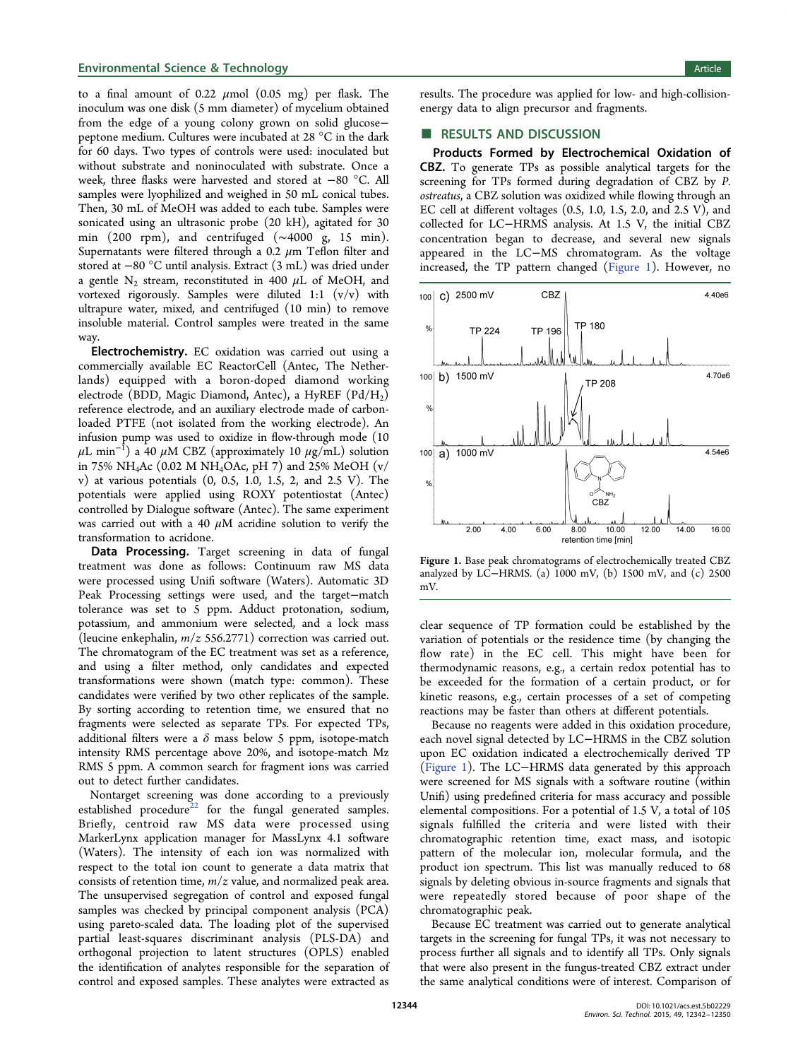to a final amount of 0.22 μmol (0.05 mg) per flask. The inoculum was one disk (5 mm diameter) of mycelium obtained from the edge of a young colony grown on solid glucose–peptone medium. Cultures were incubated at 28 °C in the dark for 60 days. Two types of controls were used: inoculated but without substrate and noninoculated with substrate. Once a week, three flasks were harvested and stored at −80 °C. All samples were lyophilized and weighed in 50 mL conical tubes. Then, 30 mL of MeOH was added to each tube. Samples were sonicated using an ultrasonic probe (20 kH), agitated for 30 min (200 rpm), and centrifuged (∼4000 g, 15 min). Supernatants were filtered through a 0.2 μm Teflon filter and stored at −80 °C until analysis. Extract (3 mL) was dried under a gentle $N_2$ stream, reconstituted in 400 μL of MeOH, and vortexed rigorously. Samples were diluted 1:1 (v/v) with ultrapure water, mixed, and centrifuged (10 min) to remove insoluble material. Control samples were treated in the same way.

**Electrochemistry.** EC oxidation was carried out using a commercially available EC ReactorCell (Antec, The Netherlands) equipped with a boron-doped diamond working electrode (BDD, Magic Diamond, Antec), a HyREF ($Pd/H_2$) reference electrode, and an auxiliary electrode made of carbon-loaded PTFE (not isolated from the working electrode). An infusion pump was used to oxidize in flow-through mode (10 μL $min^{-1}$) a 40 μM CBZ (approximately 10 μg/mL) solution in 75% $NH_4Ac$ (0.02 M $NH_4OAc$, pH 7) and 25% MeOH (v/v) at various potentials (0, 0.5, 1.0, 1.5, 2, and 2.5 V). The potentials were applied using ROXY potentiostat (Antec) controlled by Dialogue software (Antec). The same experiment was carried out with a 40 μM acridine solution to verify the transformation to acridone.

**Data Processing.** Target screening in data of fungal treatment was done as follows: Continuum raw MS data were processed using Unifi software (Waters). Automatic 3D Peak Processing settings were used, and the target−match tolerance was set to 5 ppm. Adduct protonation, sodium, potassium, and ammonium were selected, and a lock mass (leucine enkephalin, $m/z$ 556.2771) correction was carried out. The chromatogram of the EC treatment was set as a reference, and using a filter method, only candidates and expected transformations were shown (match type: common). These candidates were verified by two other replicates of the sample. By sorting according to retention time, we ensured that no fragments were selected as separate TPs. For expected TPs, additional filters were a δ mass below 5 ppm, isotope-match intensity RMS percentage above 20%, and isotope-match Mz RMS 5 ppm. A common search for fragment ions was carried out to detect further candidates.

Nontarget screening was done according to a previously established procedure[22] for the fungal generated samples. Briefly, centroid raw MS data were processed using MarkerLynx application manager for MassLynx 4.1 software (Waters). The intensity of each ion was normalized with respect to the total ion count to generate a data matrix that consists of retention time, $m/z$ value, and normalized peak area. The unsupervised segregation of control and exposed fungal samples was checked by principal component analysis (PCA) using pareto-scaled data. The loading plot of the supervised partial least-squares discriminant analysis (PLS-DA) and orthogonal projection to latent structures (OPLS) enabled the identification of analytes responsible for the separation of control and exposed samples. These analytes were extracted as results. The procedure was applied for low- and high-collision-energy data to align precursor and fragments.

## RESULTS AND DISCUSSION

**Products Formed by Electrochemical Oxidation of CBZ.** To generate TPs as possible analytical targets for the screening for TPs formed during degradation of CBZ by *P. ostreatus*, a CBZ solution was oxidized while flowing through an EC cell at different voltages (0.5, 1.0, 1.5, 2.0, and 2.5 V), and collected for LC−MS analysis. At 1.5 V, the initial CBZ concentration began to decrease, and several new signals appeared in the LC−MS chromatogram. As the voltage increased, the TP pattern changed (Figure 1). However, no clear sequence of TP formation could be established by the variation of potentials or the residence time (by changing the flow rate) in the EC cell. This might have been for thermodynamic reasons, e.g., a certain redox potential has to be exceeded for the formation of a certain product, or for kinetic reasons, e.g., certain processes of a set of competing reactions may be faster than others at different potentials.

Figure 1. Base peak chromatograms of electrochemically treated CBZ analyzed by LC−HRMS. (a) 1000 mV, (b) 1500 mV, and (c) 2500 mV.

Because no reagents were added in this oxidation procedure, each novel signal detected by LC−HRMS in the CBZ solution upon EC oxidation indicated a electrochemically derived TP (Figure 1). The LC−HRMS data generated by this approach were screened for MS signals with a software routine (within Unifi) using predefined criteria for mass accuracy and possible elemental compositions. For a potential of 1.5 V, a total of 105 signals fulfilled the criteria and were listed with their chromatographic retention time, exact mass, and isotopic pattern of the molecular ion, molecular formula, and the product ion spectrum. This list was manually reduced to 68 signals by deleting obvious in-source fragments and signals that were repeatedly stored because of poor shape of the chromatographic peak.

Because EC treatment was carried out to generate analytical targets in the screening for fungal TPs, it was not necessary to process further all signals and to identify all TPs. Only signals that were also present in the fungus-treated CBZ extract under the same analytical conditions were of interest. Comparison of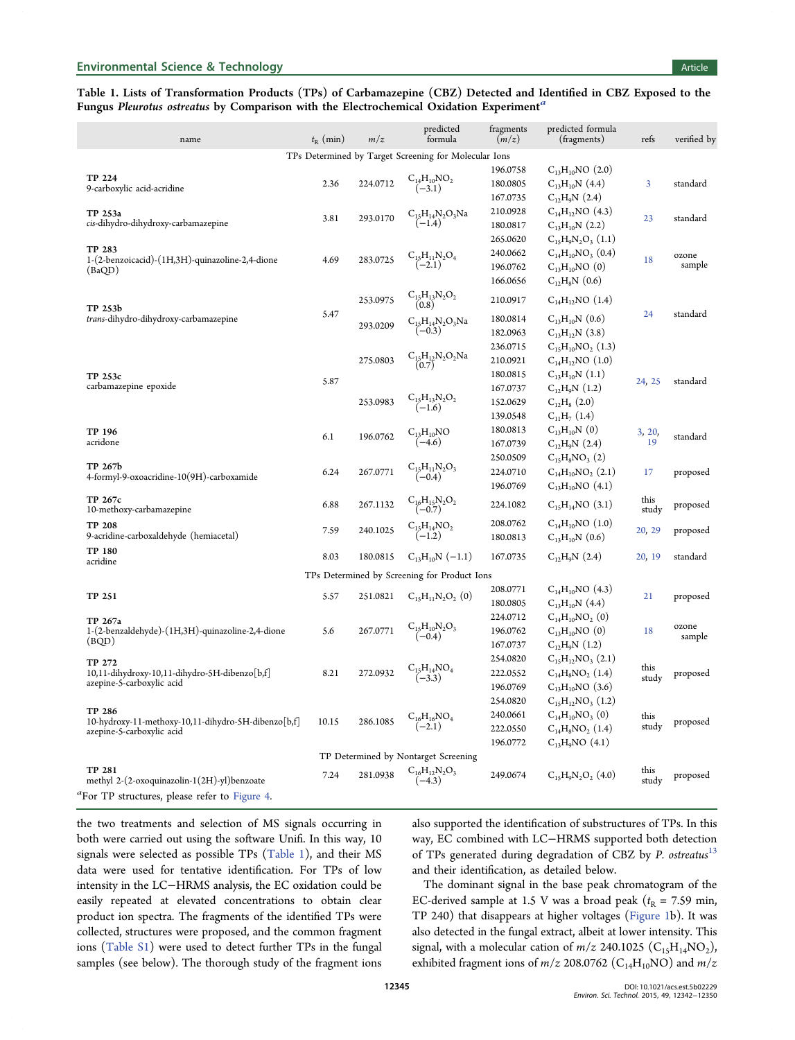**Table 1. Lists of Transformation Products (TPs) of Carbamazepine (CBZ) Detected and Identified in CBZ Exposed to the Fungus *Pleurotus ostreatus* by Comparison with the Electrochemical Oxidation Experiment**[a]

| name | $t_R$ (min) | $m/z$ | predicted formula | fragments ($m/z$) | predicted formula (fragments) | refs | verified by |
|---|---|---|---|---|---|---|---|
| TPs Determined by Target Screening for Molecular Ions | | | | | | | |
| **TP 224** 9-carboxylic acid-acridine | 2.36 | 224.0712 | $C_{14}H_{10}NO_2$ (−3.1) | 196.0758<br>180.0805<br>167.0735 | $C_{13}H_{10}NO$ (2.0)<br>$C_{13}H_{10}N$ (4.4)<br>$C_{12}H_9N$ (2.4) | 3 | standard |
| **TP 253a** *cis*-dihydro-dihydroxy-carbamazepine | 3.81 | 293.0170 | $C_{15}H_{14}N_2O_3Na$ (−1.4) | 210.0928<br>180.0817 | $C_{14}H_{12}NO$ (4.3)<br>$C_{13}H_{10}N$ (2.2) | 23 | standard |
| **TP 283** 1-(2-benzoicacid)-(1H,3H)-quinazoline-2,4-dione (BaQD) | 4.69 | 283.0725 | $C_{15}H_{11}N_2O_4$ (−2.1) | 265.0620<br>240.0662<br>196.0762<br>166.0656 | $C_{15}H_9N_2O_3$ (1.1)<br>$C_{14}H_{10}NO_3$ (0.4)<br>$C_{13}H_{10}NO$ (0)<br>$C_{12}H_8N$ (0.6) | 18 | ozone sample |
| **TP 253b** *trans*-dihydro-dihydroxy-carbamazepine | 5.47 | 253.0975<br>293.0209 | $C_{15}H_{13}N_2O_2$ (0.8)<br>$C_{15}H_{14}N_2O_3Na$ (−0.3) | 210.0917<br>180.0814<br>182.0963 | $C_{14}H_{12}NO$ (1.4)<br>$C_{13}H_{10}N$ (0.6)<br>$C_{13}H_{12}N$ (3.8) | 24 | standard |
| **TP 253c** carbamazepine epoxide | 5.87 | 275.0803<br>253.0983 | $C_{15}H_{12}N_2O_2Na$ (0.7)<br>$C_{15}H_{13}N_2O_2$ (−1.6) | 236.0715<br>210.0921<br>180.0815<br>167.0737<br>152.0629<br>139.0548 | $C_{15}H_{10}NO_2$ (1.3)<br>$C_{14}H_{12}NO$ (1.0)<br>$C_{13}H_{10}N$ (1.1)<br>$C_{12}H_9N$ (1.2)<br>$C_{12}H_8$ (2.0)<br>$C_{11}H_7$ (1.4) | 24, 25 | standard |
| **TP 196** acridone | 6.1 | 196.0762 | $C_{13}H_{10}NO$ (−4.6) | 180.0813<br>167.0739 | $C_{13}H_{10}N$ (0)<br>$C_{12}H_9N$ (2.4) | 3, 20, 19 | standard |
| **TP 267b** 4-formyl-9-oxoacridine-10(9H)-carboxamide | 6.24 | 267.0771 | $C_{15}H_{11}N_2O_3$ (−0.4) | 250.0509<br>224.0710<br>196.0769 | $C_{15}H_8NO_3$ (2)<br>$C_{14}H_{10}NO_2$ (2.1)<br>$C_{13}H_{10}NO$ (4.1) | 17 | proposed |
| **TP 267c** 10-methoxy-carbamazepine | 6.88 | 267.1132 | $C_{16}H_{15}N_2O_2$ (−0.7) | 224.1082 | $C_{15}H_{14}NO$ (3.1) | this study | proposed |
| **TP 208** 9-acridine-carboxaldehyde (hemiacetal) | 7.59 | 240.1025 | $C_{15}H_{14}NO_2$ (−1.2) | 208.0762<br>180.0813 | $C_{14}H_{10}NO$ (1.0)<br>$C_{13}H_{10}N$ (0.6) | 20, 29 | proposed |
| **TP 180** acridine | 8.03 | 180.0815 | $C_{13}H_{10}N$ (−1.1) | 167.0735 | $C_{12}H_9N$ (2.4) | 20, 19 | standard |
| TPs Determined by Screening for Product Ions | | | | | | | |
| **TP 251** | 5.57 | 251.0821 | $C_{15}H_{11}N_2O_2$ (0) | 208.0771<br>180.0805 | $C_{14}H_{10}NO$ (4.3)<br>$C_{13}H_{10}N$ (4.4) | 21 | proposed |
| **TP 267a** 1-(2-benzaldehyde)-(1H,3H)-quinazoline-2,4-dione (BQD) | 5.6 | 267.0771 | $C_{15}H_{10}N_2O_3$ (−0.4) | 224.0712<br>196.0762<br>167.0737 | $C_{14}H_{10}NO_2$ (0)<br>$C_{13}H_{10}NO$ (0)<br>$C_{12}H_9N$ (1.2) | 18 | ozone sample |
| **TP 272** 10,11-dihydroxy-10,11-dihydro-5H-dibenzo[b,f] azepine-5-carboxylic acid | 8.21 | 272.0932 | $C_{15}H_{14}NO_4$ (−3.3) | 254.0820<br>222.0552<br>196.0769 | $C_{15}H_{12}NO_3$ (2.1)<br>$C_{14}H_8NO_2$ (1.4)<br>$C_{13}H_{10}NO$ (3.6) | this study | proposed |
| **TP 286** 10-hydroxy-11-methoxy-10,11-dihydro-5H-dibenzo[b,f] azepine-5-carboxylic acid | 10.15 | 286.1085 | $C_{16}H_{16}NO_4$ (−2.1) | 254.0820<br>240.0661<br>222.0550<br>196.0772 | $C_{15}H_{12}NO_3$ (1.2)<br>$C_{14}H_{10}NO_3$ (0)<br>$C_{14}H_8NO_2$ (1.4)<br>$C_{13}H_9NO$ (4.1) | this study | proposed |
| TP Determined by Nontarget Screening | | | | | | | |
| **TP 281** methyl 2-(2-oxoquinazolin-1(2H)-yl)benzoate | 7.24 | 281.0938 | $C_{16}H_{12}N_2O_3$ (−4.3) | 249.0674 | $C_{15}H_9N_2O_2$ (4.0) | this study | proposed |

[a]For TP structures, please refer to Figure 4.

the two treatments and selection of MS signals occurring in both were carried out using the software Unifi. In this way, 10 signals were selected as possible TPs (Table 1), and their MS data were used for tentative identification. For TPs of low intensity in the LC−HRMS analysis, the EC oxidation could be easily repeated at elevated concentrations to obtain clear product ion spectra. The fragments of the identified TPs were collected, structures were proposed, and the common fragment ions (Table S1) were used to detect further TPs in the fungal samples (see below). The thorough study of the fragment ions also supported the identification of substructures of TPs. In this way, EC combined with LC−HRMS supported both detection of TPs generated during degradation of CBZ by *P. ostreatus*[13] and their identification, as detailed below.

The dominant signal in the base peak chromatogram of the EC-derived sample at 1.5 V was a broad peak ($t_R$ = 7.59 min, TP 240) that disappears at higher voltages (Figure 1b). It was also detected in the fungal extract, albeit at lower intensity. This signal, with a molecular cation of $m/z$ 240.1025 ($C_{15}H_{14}NO_2$), exhibited fragment ions of $m/z$ 208.0762 ($C_{14}H_{10}NO$) and $m/z$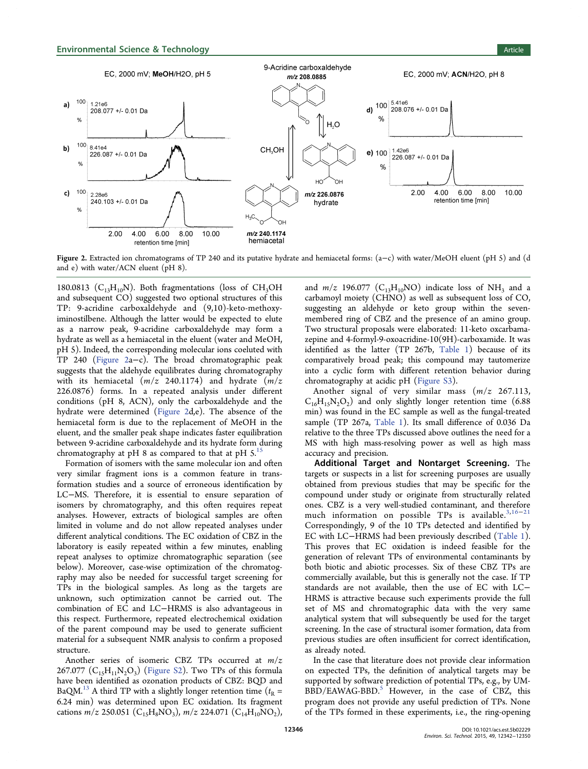**Figure 2.** Extracted ion chromatograms of TP 240 and its putative hydrate and hemiacetal forms: (a−c) with water/MeOH eluent (pH 5) and (d and e) with water/ACN eluent (pH 8).

180.0813 ($C_{13}H_{10}N$). Both fragmentations (loss of $CH_3OH$ and subsequent CO) suggested two optional structures of this TP: 9-acridine carboxaldehyde and (9,10)-keto-methoxy-iminostilbene. Although the latter would be expected to elute as a narrow peak, 9-acridine carboxaldehyde may form a hydrate as well as a hemiacetal in the eluent (water and MeOH, pH 5). Indeed, the corresponding molecular ions coeluted with TP 240 (Figure 2a−c). The broad chromatographic peak suggests that the aldehyde equilibrates during chromatography with its hemiacetal ($m/z$ 240.1174) and hydrate ($m/z$ 226.0876) forms. In a repeated analysis under different conditions (pH 8, ACN), only the carboxaldehyde and the hydrate were determined (Figure 2d,e). The absence of the hemiacetal form is due to the replacement of MeOH in the eluent, and the smaller peak shape indicates faster equilibration between 9-acridine carboxaldehyde and its hydrate form during chromatography at pH 8 as compared to that at pH 5.[15]

Formation of isomers with the same molecular ion and often very similar fragment ions is a common feature in transformation studies and a source of erroneous identification by LC−MS. Therefore, it is essential to ensure separation of isomers by chromatography, and this often requires repeat analyses. However, extracts of biological samples are often limited in volume and do not allow repeated analyses under different analytical conditions. The EC oxidation of CBZ in the laboratory is easily repeated within a few minutes, enabling repeat analyses to optimize chromatographic separation (see below). Moreover, case-wise optimization of the chromatography may also be needed for successful target screening for TPs in the biological samples. As long as the targets are unknown, such optimization cannot be carried out. The combination of EC and LC−HRMS is also advantageous in this respect. Furthermore, repeated electrochemical oxidation of the parent compound may be used to generate sufficient material for a subsequent NMR analysis to confirm a proposed structure.

Another series of isomeric CBZ TPs occurred at $m/z$ 267.077 ($C_{15}H_{11}N_2O_3$) (Figure S2). Two TPs of this formula have been identified as ozonation products of CBZ: BQD and BaQM.[13] A third TP with a slightly longer retention time ($t_R$ = 6.24 min) was determined upon EC oxidation. Its fragment cations $m/z$ 250.051 ($C_{15}H_8NO_3$), $m/z$ 224.071 ($C_{14}H_{10}NO_2$), and $m/z$ 196.077 ($C_{13}H_{10}NO$) indicate loss of $NH_3$ and a carbamoyl moiety (CHNO) as well as subsequent loss of CO, suggesting an aldehyde or keto group within the seven-membered ring of CBZ and the presence of an amino group. Two structural proposals were elaborated: 11-keto oxcarbamazepine and 4-formyl-9-oxoacridine-10(9H)-carboxamide. It was identified as the latter (TP 267b, Table 1) because of its comparatively broad peak; this compound may tautomerize into a cyclic form with different retention behavior during chromatography at acidic pH (Figure S3).

Another signal of very similar mass ($m/z$ 267.113, $C_{16}H_{15}N_2O_2$) and only slightly longer retention time (6.88 min) was found in the EC sample as well as the fungal-treated sample (TP 267a, Table 1). Its small difference of 0.036 Da relative to the three TPs discussed above outlines the need for a MS with high mass-resolving power as well as high mass accuracy and precision.

**Additional Target and Nontarget Screening.** The targets or suspects in a list for screening purposes are usually obtained from previous studies that may be specific for the compound under study or originate from structurally related ones. CBZ is a very well-studied contaminant, and therefore much information on possible TPs is available.[3,16−21] Correspondingly, 9 of the 10 TPs detected and identified by EC with LC−HRMS had been previously described (Table 1). This proves that EC oxidation is indeed feasible for the generation of relevant TPs of environmental contaminants by both biotic and abiotic processes. Six of these CBZ TPs are commercially available, but this is generally not the case. If TP standards are not available, then the use of EC with LC−HRMS is attractive because such experiments provide the full set of MS and chromatographic data with the very same analytical system that will subsequently be used for the target screening. In the case of structural isomer formation, data from previous studies are often insufficient for correct identification, as already noted.

In the case that literature does not provide clear information on expected TPs, the definition of analytical targets may be supported by software prediction of potential TPs, e.g., by UM-BBD/EAWAG-BBD.[5] However, in the case of CBZ, this program does not provide any useful prediction of TPs. None of the TPs formed in these experiments, i.e., the ring-opening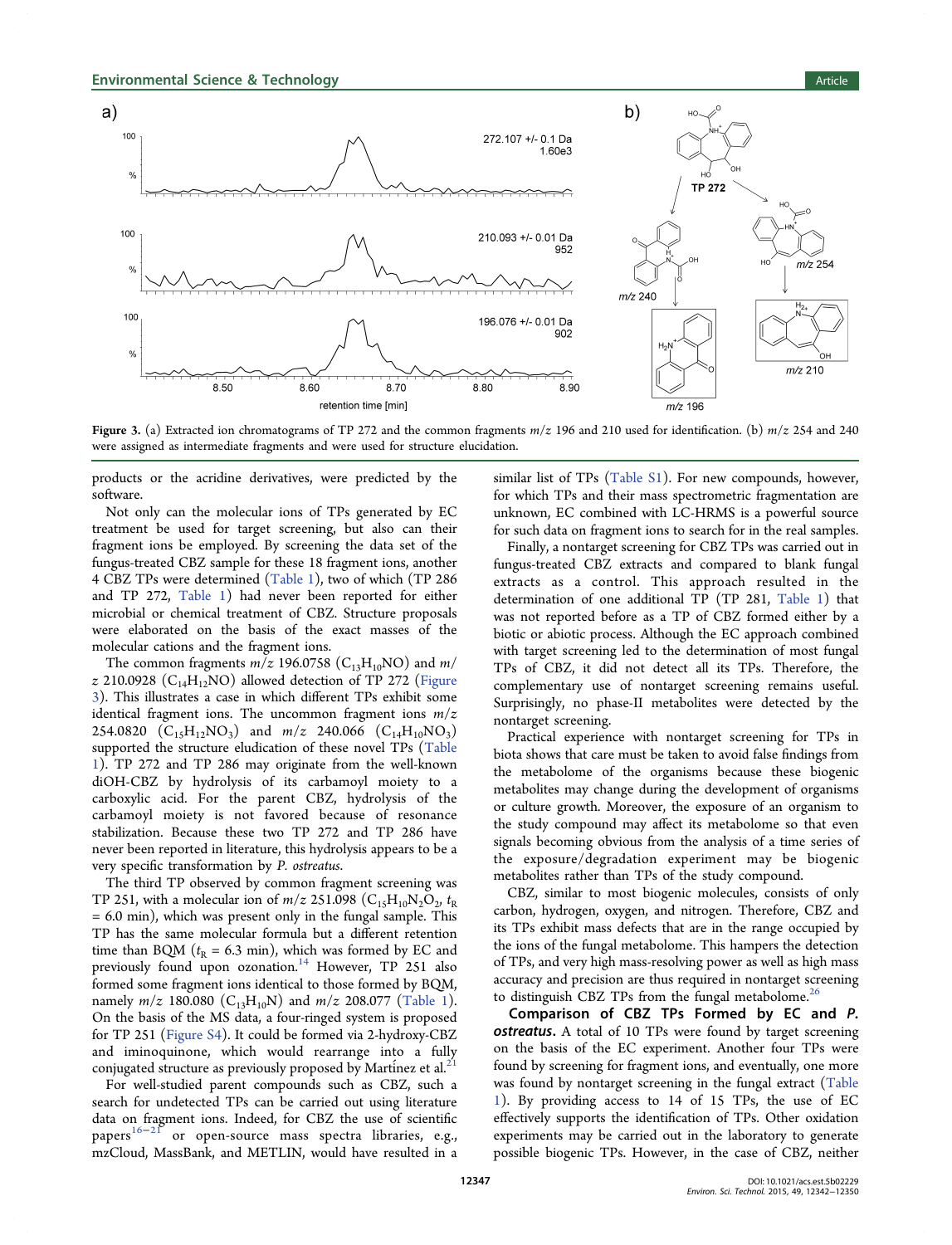Figure 3. (a) Extracted ion chromatograms of TP 272 and the common fragments $m/z$ 196 and 210 used for identification. (b) $m/z$ 254 and 240 were assigned as intermediate fragments and were used for structure elucidation.

products or the acridine derivatives, were predicted by the software.

Not only can the molecular ions of TPs generated by EC treatment be used for target screening, but also can their fragment ions be employed. By screening the data set of the fungus-treated CBZ sample for these 18 fragment ions, another 4 CBZ TPs were determined (Table 1), two of which (TP 286 and TP 272, Table 1) had never been reported for either microbial or chemical treatment of CBZ. Structure proposals were elaborated on the basis of the exact masses of the molecular cations and the fragment ions.

The common fragments $m/z$ 196.0758 ($C_{13}H_{10}NO$) and $m/z$ 210.0928 ($C_{14}H_{12}NO$) allowed detection of TP 272 (Figure 3). This illustrates a case in which different TPs exhibit some identical fragment ions. The uncommon fragment ions $m/z$ 254.0820 ($C_{15}H_{12}NO_3$) and $m/z$ 240.066 ($C_{14}H_{10}NO_3$) supported the structure elucidation of these novel TPs (Table 1). TP 272 and TP 286 may originate from the well-known diOH-CBZ by hydrolysis of its carbamoyl moiety to a carboxylic acid. For the parent CBZ, hydrolysis of the carbamoyl moiety is not favored because of resonance stabilization. Because these two TP 272 and TP 286 have never been reported in literature, this hydrolysis appears to be a very specific transformation by *P. ostreatus*.

The third TP observed by common fragment screening was TP 251, with a molecular ion of $m/z$ 251.098 ($C_{15}H_{10}N_2O_2$, $t_R$ = 6.0 min), which was present only in the fungal sample. This TP has the same molecular formula but a different retention time than BQM ($t_R$ = 6.3 min), which was formed by EC and previously found upon ozonation.[14] However, TP 251 also formed some fragment ions identical to those formed by BQM, namely $m/z$ 180.080 ($C_{13}H_{10}N$) and $m/z$ 208.077 (Table 1). On the basis of the MS data, a four-ringed system is proposed for TP 251 (Figure S4). It could be formed via 2-hydroxy-CBZ and iminoquinone, which would rearrange into a fully conjugated structure as previously proposed by Martínez et al.[21]

For well-studied parent compounds such as CBZ, such a search for undetected TPs can be carried out using literature data on fragment ions. Indeed, for CBZ the use of scientific papers[16−21] or open-source mass spectra libraries, e.g., mzCloud, MassBank, and METLIN, would have resulted in a similar list of TPs (Table S1). For new compounds, however, for which TPs and their mass spectrometric fragmentation are unknown, EC combined with LC-HRMS is a powerful source for such data on fragment ions to search for in the real samples.

Finally, a nontarget screening for CBZ TPs was carried out in fungus-treated CBZ extracts and compared to blank fungal extracts as a control. This approach resulted in the determination of one additional TP (TP 281, Table 1) that was not reported before as a TP of CBZ formed either by a biotic or abiotic process. Although the EC approach combined with target screening led to the determination of most fungal TPs of CBZ, it did not detect all its TPs. Therefore, the complementary use of nontarget screening remains useful. Surprisingly, no phase-II metabolites were detected by the nontarget screening.

Practical experience with nontarget screening for TPs in biota shows that care must be taken to avoid false findings from the metabolome of the organisms because these biogenic metabolites may change during the development of organisms or culture growth. Moreover, the exposure of an organism to the study compound may affect its metabolome so that even signals becoming obvious from the analysis of a time series of the exposure/degradation experiment may be biogenic metabolites rather than TPs of the study compound.

CBZ, similar to most biogenic molecules, consists of only carbon, hydrogen, oxygen, and nitrogen. Therefore, CBZ and its TPs exhibit mass defects that are in the range occupied by the ions of the fungal metabolome. This hampers the detection of TPs, and very high mass-resolving power as well as high mass accuracy and precision are thus required in nontarget screening to distinguish CBZ TPs from the fungal metabolome.[26]

**Comparison of CBZ TPs Formed by EC and *P. ostreatus*.** A total of 10 TPs were found by target screening on the basis of the EC experiment. Another four TPs were found by screening for fragment ions, and eventually, one more was found by nontarget screening in the fungal extract (Table 1). By providing access to 14 of 15 TPs, the use of EC effectively supports the identification of TPs. Other oxidation experiments may be carried out in the laboratory to generate possible biogenic TPs. However, in the case of CBZ, neither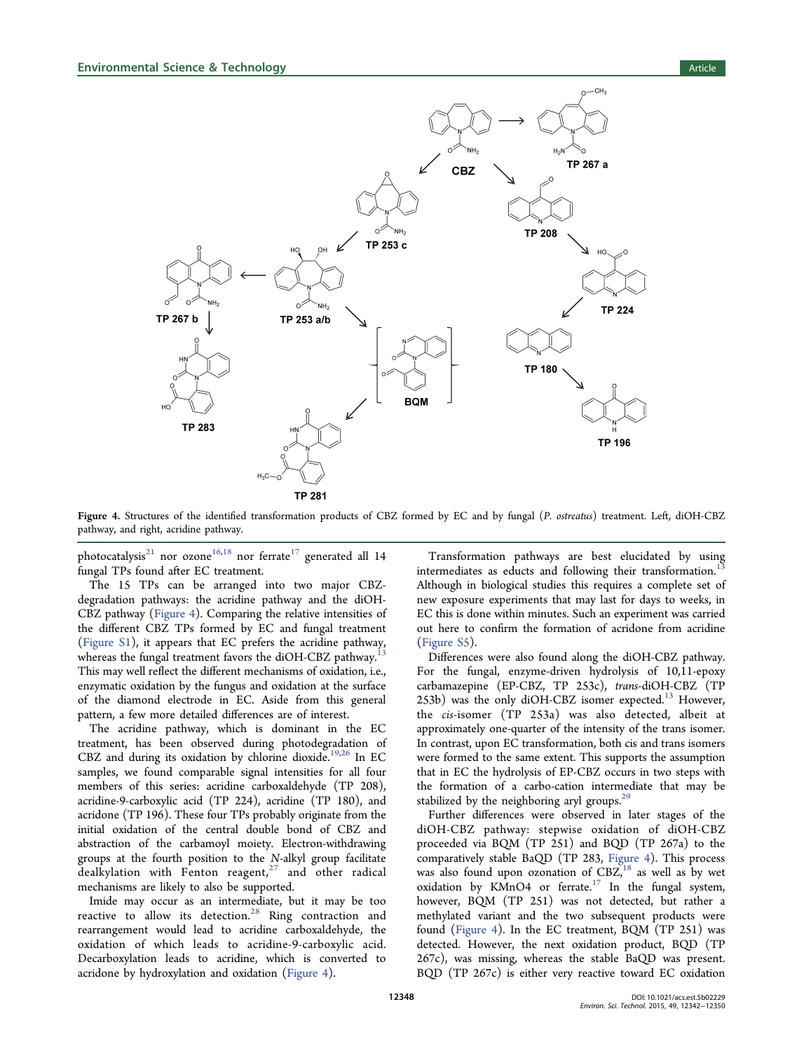Figure 4. Structures of the identified transformation products of CBZ formed by EC and by fungal (*P. ostreatus*) treatment. Left, diOH-CBZ pathway, and right, acridine pathway.

photocatalysis[21] nor ozone[16,18] nor ferrate[17] generated all 14 fungal TPs found after EC treatment.

The 15 TPs can be arranged into two major CBZ-degradation pathways: the acridine pathway and the diOH-CBZ pathway (Figure 4). Comparing the relative intensities of the different CBZ TPs formed by EC and fungal treatment (Figure S1), it appears that EC prefers the acridine pathway, whereas the fungal treatment favors the diOH-CBZ pathway.[13] This may well reflect the different mechanisms of oxidation, i.e., enzymatic oxidation by the fungus and oxidation at the surface of the diamond electrode in EC. Aside from this general pattern, a few more detailed differences are of interest.

The acridine pathway, which is dominant in the EC treatment, has been observed during photodegradation of CBZ and during its oxidation by chlorine dioxide.[19,26] In EC samples, we found comparable signal intensities for all four members of this series: acridine carboxaldehyde (TP 208), acridine-9-carboxylic acid (TP 224), acridine (TP 180), and acridone (TP 196). These four TPs probably originate from the initial oxidation of the central double bond of CBZ and abstraction of the carbamoyl moiety. Electron-withdrawing groups at the fourth position to the *N*-alkyl group facilitate dealkylation with Fenton reagent,[27] and other radical mechanisms are likely to also be supported.

Imide may occur as an intermediate, but it may be too reactive to allow its detection.[28] Ring contraction and rearrangement would lead to acridine carboxaldehyde, the oxidation of which leads to acridine-9-carboxylic acid. Decarboxylation leads to acridine, which is converted to acridone by hydroxylation and oxidation (Figure 4).

Transformation pathways are best elucidated by using intermediates as educts and following their transformation.[13] Although in biological studies this requires a complete set of new exposure experiments that may last for days to weeks, in EC this is done within minutes. Such an experiment was carried out here to confirm the formation of acridone from acridine (Figure S5).

Differences were also found along the diOH-CBZ pathway. For the fungal, enzyme-driven hydrolysis of 10,11-epoxy carbamazepine (EP-CBZ, TP 253c), *trans*-diOH-CBZ (TP 253b) was the only diOH-CBZ isomer expected.[13] However, the *cis*-isomer (TP 253a) was also detected, albeit at approximately one-quarter of the intensity of the trans isomer. In contrast, upon EC transformation, both cis and trans isomers were formed to the same extent. This supports the assumption that in EC the hydrolysis of EP-CBZ occurs in two steps with the formation of a carbo-cation intermediate that may be stabilized by the neighboring aryl groups.[29]

Further differences were observed in later stages of the diOH-CBZ pathway: stepwise oxidation of diOH-CBZ proceeded via BQM (TP 251) and BQD (TP 267a) to the comparatively stable BaQD (TP 283, Figure 4). This process was also found upon ozonation of CBZ,[18] as well as by wet oxidation by KMnO4 or ferrate.[17] In the fungal system, however, BQM (TP 251) was not detected, but rather a methylated variant and the two subsequent products were found (Figure 4). In the EC treatment, BQM (TP 251) was detected. However, the next oxidation product, BQD (TP 267c), was missing, whereas the stable BaQD was present. BQD (TP 267c) is either very reactive toward EC oxidation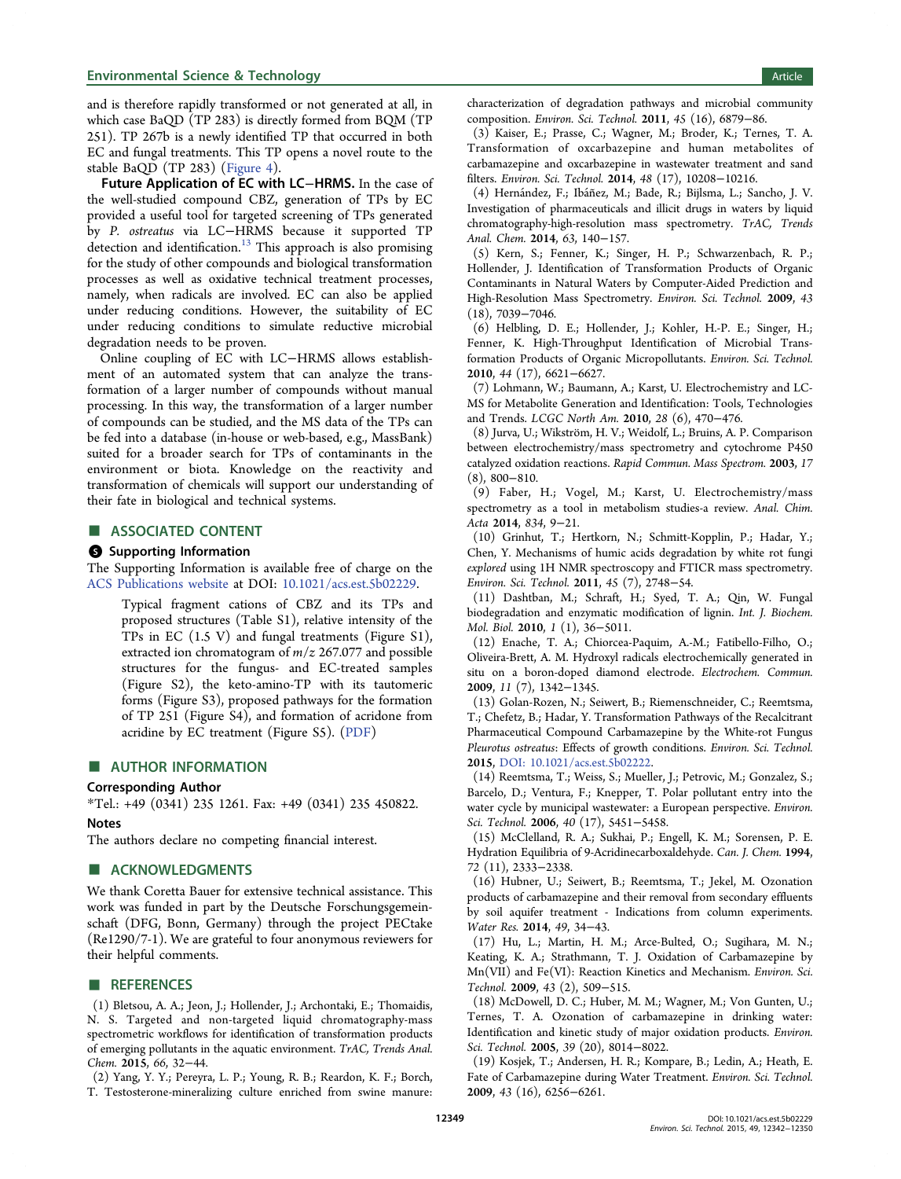and is therefore rapidly transformed or not generated at all, in which case BaQD (TP 283) is directly formed from BQM (TP 251). TP 267b is a newly identified TP that occurred in both EC and fungal treatments. This TP opens a novel route to the stable BaQD (TP 283) (Figure 4).

**Future Application of EC with LC−HRMS.** In the case of the well-studied compound CBZ, generation of TPs by EC provided a useful tool for targeted screening of TPs generated by *P. ostreatus* via LC−HRMS because it supported TP detection and identification.[13] This approach is also promising for the study of other compounds and biological transformation processes as well as oxidative technical treatment processes, namely, when radicals are involved. EC can also be applied under reducing conditions. However, the suitability of EC under reducing conditions to simulate reductive microbial degradation needs to be proven.

Online coupling of EC with LC−HRMS allows establishment of an automated system that can analyze the transformation of a larger number of compounds without manual processing. In this way, the transformation of a larger number of compounds can be studied, and the MS data of the TPs can be fed into a database (in-house or web-based, e.g., MassBank) suited for a broader search for TPs of contaminants in the environment or biota. Knowledge on the reactivity and transformation of chemicals will support our understanding of their fate in biological and technical systems.

## ASSOCIATED CONTENT

### Supporting Information

The Supporting Information is available free of charge on the ACS Publications website at DOI: 10.1021/acs.est.5b02229.

> Typical fragment cations of CBZ and its TPs and proposed structures (Table S1), relative intensity of the TPs in EC (1.5 V) and fungal treatments (Figure S1), extracted ion chromatogram of $m/z$ 267.077 and possible structures for the fungus- and EC-treated samples (Figure S2), the keto-amino-TP with its tautomeric forms (Figure S3), proposed pathways for the formation of TP 251 (Figure S4), and formation of acridone from acridine by EC treatment (Figure S5). (PDF)

## AUTHOR INFORMATION

### Corresponding Author

*Tel.: +49 (0341) 235 1261. Fax: +49 (0341) 235 450822.

### Notes

The authors declare no competing financial interest.

## ACKNOWLEDGMENTS

We thank Coretta Bauer for extensive technical assistance. This work was funded in part by the Deutsche Forschungsgemeinschaft (DFG, Bonn, Germany) through the project PECtake (Re1290/7-1). We are grateful to four anonymous reviewers for their helpful comments.

## REFERENCES

(1) Bletsou, A. A.; Jeon, J.; Hollender, J.; Archontaki, E.; Thomaidis, N. S. Targeted and non-targeted liquid chromatography-mass spectrometric workflows for identification of transformation products of emerging pollutants in the aquatic environment. *TrAC, Trends Anal. Chem.* **2015**, *66*, 32−44.

(2) Yang, Y. Y.; Pereyra, L. P.; Young, R. B.; Reardon, K. F.; Borch, T. Testosterone-mineralizing culture enriched from swine manure: characterization of degradation pathways and microbial community composition. *Environ. Sci. Technol.* **2011**, *45* (16), 6879−86.

(3) Kaiser, E.; Prasse, C.; Wagner, M.; Broder, K.; Ternes, T. A. Transformation of oxcarbazepine and human metabolites of carbamazepine and oxcarbazepine in wastewater treatment and sand filters. *Environ. Sci. Technol.* **2014**, *48* (17), 10208−10216.

(4) Hernández, F.; Ibáñez, M.; Bade, R.; Bijlsma, L.; Sancho, J. V. Investigation of pharmaceuticals and illicit drugs in waters by liquid chromatography-high-resolution mass spectrometry. *TrAC, Trends Anal. Chem.* **2014**, *63*, 140−157.

(5) Kern, S.; Fenner, K.; Singer, H. P.; Schwarzenbach, R. P.; Hollender, J. Identification of Transformation Products of Organic Contaminants in Natural Waters by Computer-Aided Prediction and High-Resolution Mass Spectrometry. *Environ. Sci. Technol.* **2009**, *43* (18), 7039−7046.

(6) Helbling, D. E.; Hollender, J.; Kohler, H.-P. E.; Singer, H.; Fenner, K. High-Throughput Identification of Microbial Transformation Products of Organic Micropollutants. *Environ. Sci. Technol.* **2010**, *44* (17), 6621−6627.

(7) Lohmann, W.; Baumann, A.; Karst, U. Electrochemistry and LC-MS for Metabolite Generation and Identification: Tools, Technologies and Trends. *LCGC North Am.* **2010**, *28* (6), 470−476.

(8) Jurva, U.; Wikström, H. V.; Weidolf, L.; Bruins, A. P. Comparison between electrochemistry/mass spectrometry and cytochrome P450 catalyzed oxidation reactions. *Rapid Commun. Mass Spectrom.* **2003**, *17* (8), 800−810.

(9) Faber, H.; Vogel, M.; Karst, U. Electrochemistry/mass spectrometry as a tool in metabolism studies-a review. *Anal. Chim. Acta* **2014**, *834*, 9−21.

(10) Grinhut, T.; Hertkorn, N.; Schmitt-Kopplin, P.; Hadar, Y.; Chen, Y. Mechanisms of humic acids degradation by white rot fungi *explored* using 1H NMR spectroscopy and FTICR mass spectrometry. *Environ. Sci. Technol.* **2011**, *45* (7), 2748−54.

(11) Dashtban, M.; Schraft, H.; Syed, T. A.; Qin, W. Fungal biodegradation and enzymatic modification of lignin. *Int. J. Biochem. Mol. Biol.* **2010**, *1* (1), 36−5011.

(12) Enache, T. A.; Chiorcea-Paquim, A.-M.; Fatibello-Filho, O.; Oliveira-Brett, A. M. Hydroxyl radicals electrochemically generated in situ on a boron-doped diamond electrode. *Electrochem. Commun.* **2009**, *11* (7), 1342−1345.

(13) Golan-Rozen, N.; Seiwert, B.; Riemenschneider, C.; Reemtsma, T.; Chefetz, B.; Hadar, Y. Transformation Pathways of the Recalcitrant Pharmaceutical Compound Carbamazepine by the White-rot Fungus *Pleurotus ostreatus*: Effects of growth conditions. *Environ. Sci. Technol.* **2015**, DOI: 10.1021/acs.est.5b02222.

(14) Reemtsma, T.; Weiss, S.; Mueller, J.; Petrovic, M.; Gonzalez, S.; Barcelo, D.; Ventura, F.; Knepper, T. Polar pollutant entry into the water cycle by municipal wastewater: a European perspective. *Environ. Sci. Technol.* **2006**, *40* (17), 5451−5458.

(15) McClelland, R. A.; Sukhai, P.; Engell, K. M.; Sorensen, P. E. Hydration Equilibria of 9-Acridinecarboxaldehyde. *Can. J. Chem.* **1994**, *72* (11), 2333−2338.

(16) Hubner, U.; Seiwert, B.; Reemtsma, T.; Jekel, M. Ozonation products of carbamazepine and their removal from secondary effluents by soil aquifer treatment - Indications from column experiments. *Water Res.* **2014**, *49*, 34−43.

(17) Hu, L.; Martin, H. M.; Arce-Bulted, O.; Sugihara, M. N.; Keating, K. A.; Strathmann, T. J. Oxidation of Carbamazepine by Mn(VII) and Fe(VI): Reaction Kinetics and Mechanism. *Environ. Sci. Technol.* **2009**, *43* (2), 509−515.

(18) McDowell, D. C.; Huber, M. M.; Wagner, M.; Von Gunten, U.; Ternes, T. A. Ozonation of carbamazepine in drinking water: Identification and kinetic study of major oxidation products. *Environ. Sci. Technol.* **2005**, *39* (20), 8014−8022.

(19) Kosjek, T.; Andersen, H. R.; Kompare, B.; Ledin, A.; Heath, E. Fate of Carbamazepine during Water Treatment. *Environ. Sci. Technol.* **2009**, *43* (16), 6256−6261.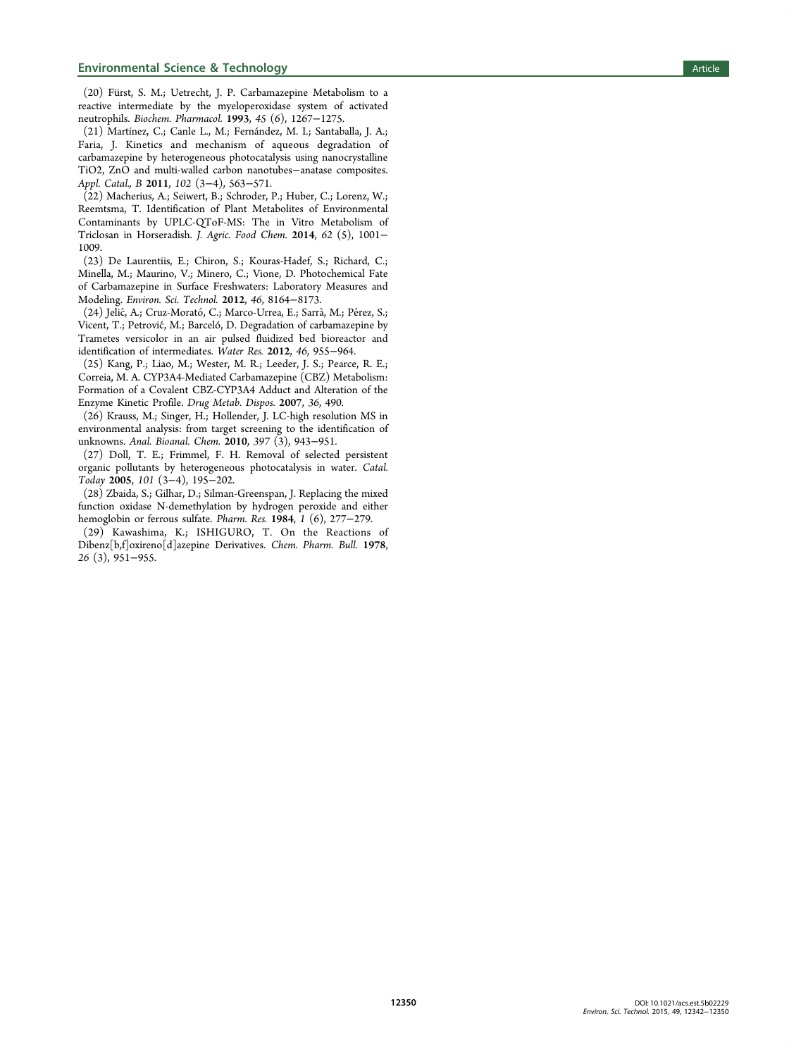(20) Fürst, S. M.; Uetrecht, J. P. Carbamazepine Metabolism to a reactive intermediate by the myeloperoxidase system of activated neutrophils. *Biochem. Pharmacol.* **1993**, *45* (6), 1267−1275.

(21) Martínez, C.; Canle L., M.; Fernández, M. I.; Santaballa, J. A.; Faria, J. Kinetics and mechanism of aqueous degradation of carbamazepine by heterogeneous photocatalysis using nanocrystalline TiO2, ZnO and multi-walled carbon nanotubes−anatase composites. *Appl. Catal., B* **2011**, *102* (3−4), 563−571.

(22) Macherius, A.; Seiwert, B.; Schroder, P.; Huber, C.; Lorenz, W.; Reemtsma, T. Identification of Plant Metabolites of Environmental Contaminants by UPLC-QToF-MS: The in Vitro Metabolism of Triclosan in Horseradish. *J. Agric. Food Chem.* **2014**, *62* (5), 1001−1009.

(23) De Laurentiis, E.; Chiron, S.; Kouras-Hadef, S.; Richard, C.; Minella, M.; Maurino, V.; Minero, C.; Vione, D. Photochemical Fate of Carbamazepine in Surface Freshwaters: Laboratory Measures and Modeling. *Environ. Sci. Technol.* **2012**, *46*, 8164−8173.

(24) Jelić, A.; Cruz-Morató, C.; Marco-Urrea, E.; Sarrà, M.; Pérez, S.; Vicent, T.; Petrović, M.; Barceló, D. Degradation of carbamazepine by Trametes versicolor in an air pulsed fluidized bed bioreactor and identification of intermediates. *Water Res.* **2012**, *46*, 955−964.

(25) Kang, P.; Liao, M.; Wester, M. R.; Leeder, J. S.; Pearce, R. E.; Correia, M. A. CYP3A4-Mediated Carbamazepine (CBZ) Metabolism: Formation of a Covalent CBZ-CYP3A4 Adduct and Alteration of the Enzyme Kinetic Profile. *Drug Metab. Dispos.* **2007**, *36*, 490.

(26) Krauss, M.; Singer, H.; Hollender, J. LC-high resolution MS in environmental analysis: from target screening to the identification of unknowns. *Anal. Bioanal. Chem.* **2010**, *397* (3), 943−951.

(27) Doll, T. E.; Frimmel, F. H. Removal of selected persistent organic pollutants by heterogeneous photocatalysis in water. *Catal. Today* **2005**, *101* (3−4), 195−202.

(28) Zbaida, S.; Gilhar, D.; Silman-Greenspan, J. Replacing the mixed function oxidase N-demethylation by hydrogen peroxide and either hemoglobin or ferrous sulfate. *Pharm. Res.* **1984**, *1* (6), 277−279.

(29) Kawashima, K.; ISHIGURO, T. On the Reactions of Dibenz[b,f]oxireno[d]azepine Derivatives. *Chem. Pharm. Bull.* **1978**, *26* (3), 951−955.